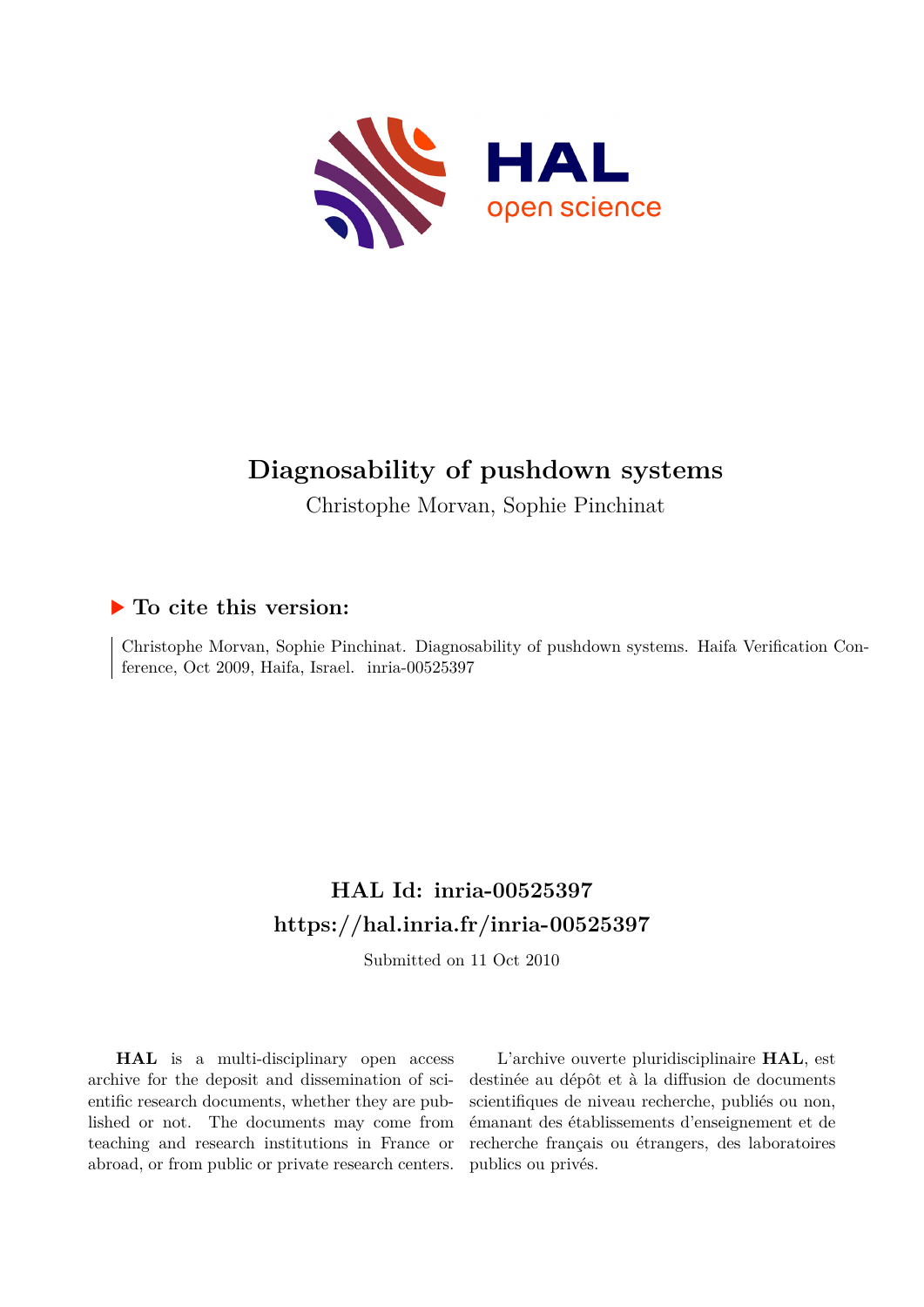# Diagnosability of pushdown systems

Christophe Morvan, Sophie Pinchinat

## ▶ To cite this version:

Christophe Morvan, Sophie Pinchinat. Diagnosability of pushdown systems. Haifa Verification Conference, Oct 2009, Haifa, Israel. inria-00525397

## HAL Id: inria-00525397
## https://hal.inria.fr/inria-00525397

Submitted on 11 Oct 2010

**HAL** is a multi-disciplinary open access archive for the deposit and dissemination of scientific research documents, whether they are published or not. The documents may come from teaching and research institutions in France or abroad, or from public or private research centers.

L'archive ouverte pluridisciplinaire **HAL**, est destinée au dépôt et à la diffusion de documents scientifiques de niveau recherche, publiés ou non, émanant des établissements d'enseignement et de recherche français ou étrangers, des laboratoires publics ou privés.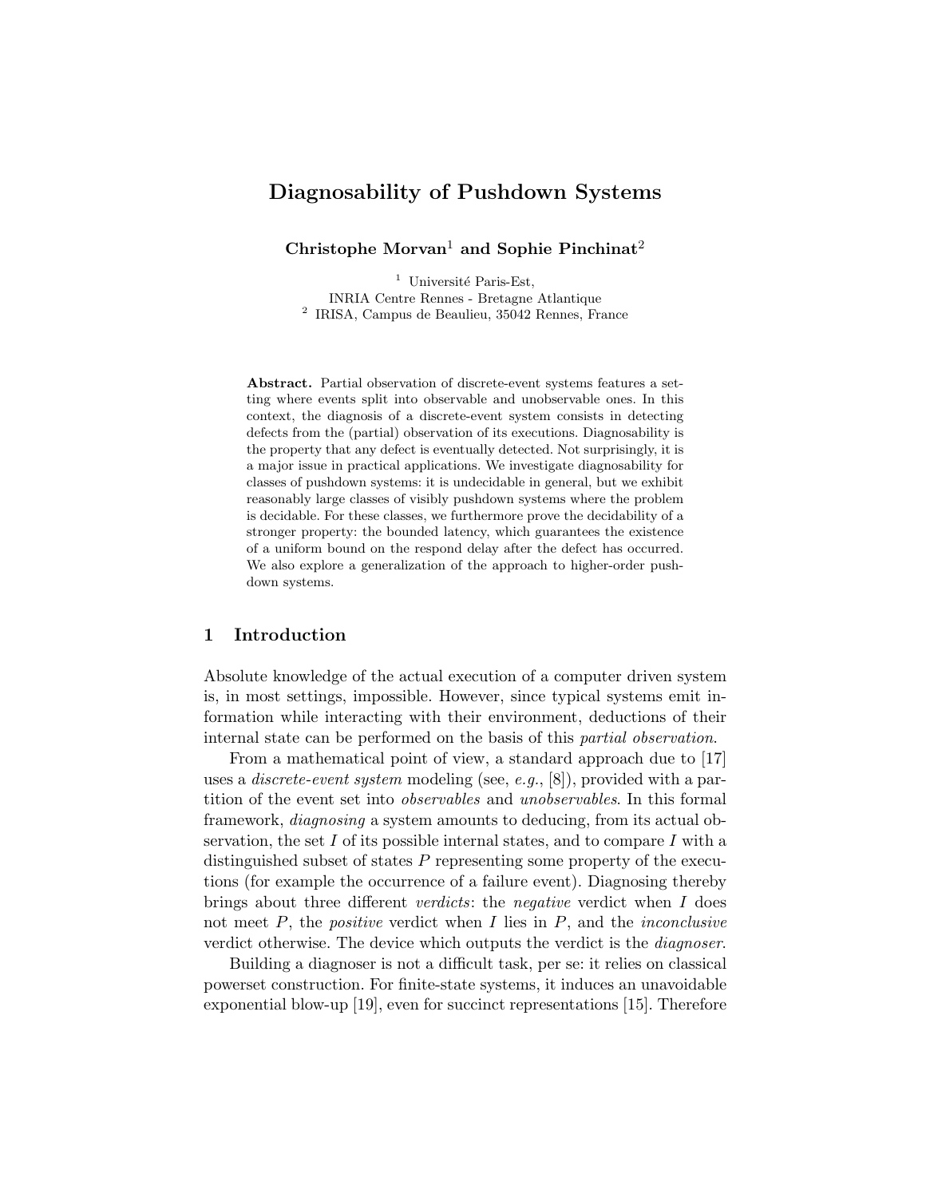# Diagnosability of Pushdown Systems

**Christophe Morvan**[1] **and Sophie Pinchinat**[2]

[1] Université Paris-Est,
INRIA Centre Rennes - Bretagne Atlantique
[2] IRISA, Campus de Beaulieu, 35042 Rennes, France

**Abstract.** Partial observation of discrete-event systems features a setting where events split into observable and unobservable ones. In this context, the diagnosis of a discrete-event system consists in detecting defects from the (partial) observation of its executions. Diagnosability is the property that any defect is eventually detected. Not surprisingly, it is a major issue in practical applications. We investigate diagnosability for classes of pushdown systems: it is undecidable in general, but we exhibit reasonably large classes of visibly pushdown systems where the problem is decidable. For these classes, we furthermore prove the decidability of a stronger property: the bounded latency, which guarantees the existence of a uniform bound on the respond delay after the defect has occurred. We also explore a generalization of the approach to higher-order pushdown systems.

## 1 Introduction

Absolute knowledge of the actual execution of a computer driven system is, in most settings, impossible. However, since typical systems emit information while interacting with their environment, deductions of their internal state can be performed on the basis of this *partial observation*.

From a mathematical point of view, a standard approach due to [17] uses a *discrete-event system* modeling (see, *e.g.*, [8]), provided with a partition of the event set into *observables* and *unobservables*. In this formal framework, *diagnosing* a system amounts to deducing, from its actual observation, the set $I$ of its possible internal states, and to compare $I$ with a distinguished subset of states $P$ representing some property of the executions (for example the occurrence of a failure event). Diagnosing thereby brings about three different *verdicts*: the *negative* verdict when $I$ does not meet $P$, the *positive* verdict when $I$ lies in $P$, and the *inconclusive* verdict otherwise. The device which outputs the verdict is the *diagnoser*.

Building a diagnoser is not a difficult task, per se: it relies on classical powerset construction. For finite-state systems, it induces an unavoidable exponential blow-up [19], even for succinct representations [15]. Therefore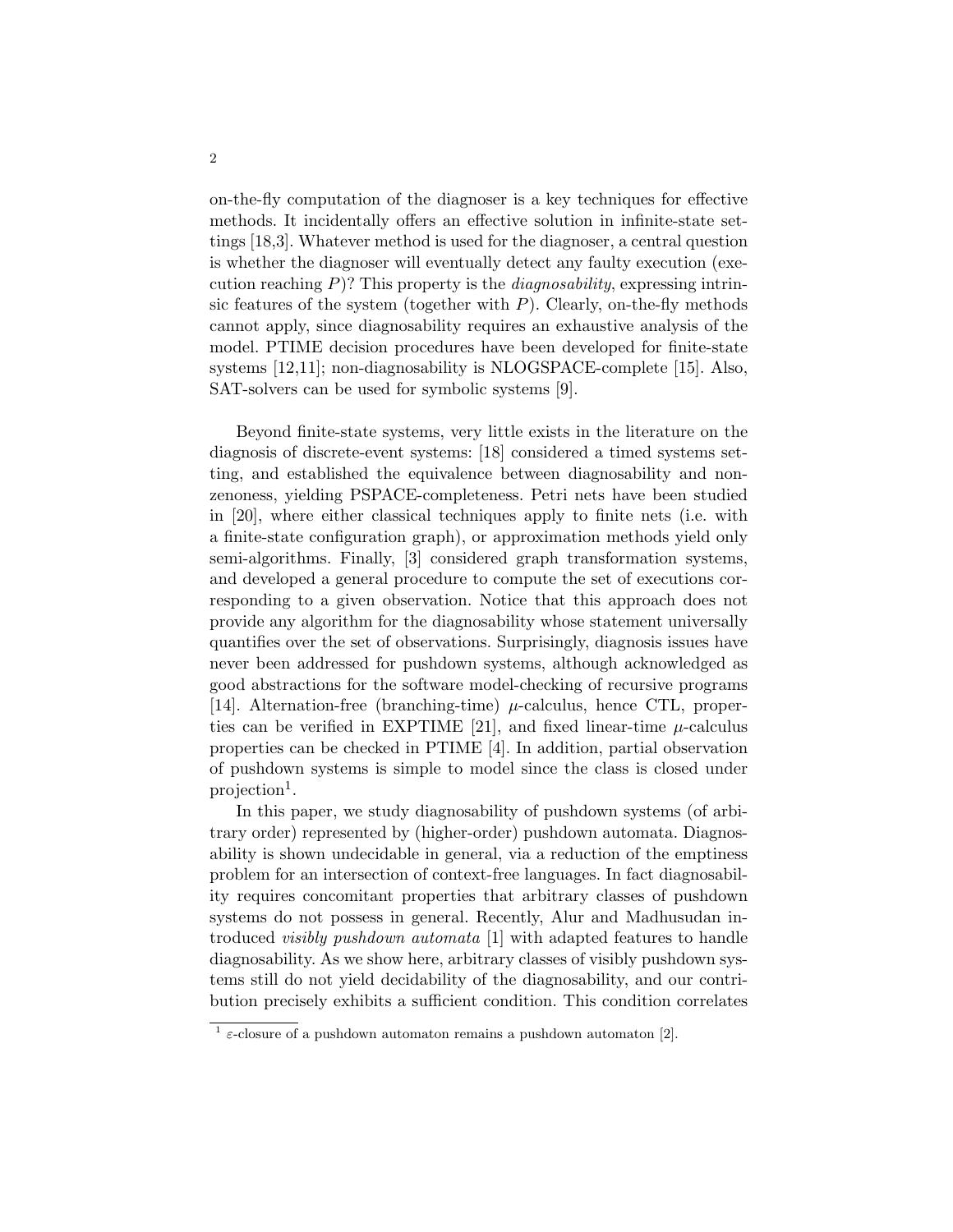on-the-fly computation of the diagnoser is a key techniques for effective methods. It incidentally offers an effective solution in infinite-state settings [18,3]. Whatever method is used for the diagnoser, a central question is whether the diagnoser will eventually detect any faulty execution (execution reaching $P$)? This property is the *diagnosability*, expressing intrinsic features of the system (together with $P$). Clearly, on-the-fly methods cannot apply, since diagnosability requires an exhaustive analysis of the model. PTIME decision procedures have been developed for finite-state systems [12,11]; non-diagnosability is NLOGSPACE-complete [15]. Also, SAT-solvers can be used for symbolic systems [9].

Beyond finite-state systems, very little exists in the literature on the diagnosis of discrete-event systems: [18] considered a timed systems setting, and established the equivalence between diagnosability and non-zenoness, yielding PSPACE-completeness. Petri nets have been studied in [20], where either classical techniques apply to finite nets (i.e. with a finite-state configuration graph), or approximation methods yield only semi-algorithms. Finally, [3] considered graph transformation systems, and developed a general procedure to compute the set of executions corresponding to a given observation. Notice that this approach does not provide any algorithm for the diagnosability whose statement universally quantifies over the set of observations. Surprisingly, diagnosis issues have never been addressed for pushdown systems, although acknowledged as good abstractions for the software model-checking of recursive programs [14]. Alternation-free (branching-time) $\mu$-calculus, hence CTL, properties can be verified in EXPTIME [21], and fixed linear-time $\mu$-calculus properties can be checked in PTIME [4]. In addition, partial observation of pushdown systems is simple to model since the class is closed under projection[1].

In this paper, we study diagnosability of pushdown systems (of arbitrary order) represented by (higher-order) pushdown automata. Diagnosability is shown undecidable in general, via a reduction of the emptiness problem for an intersection of context-free languages. In fact diagnosability requires concomitant properties that arbitrary classes of pushdown systems do not possess in general. Recently, Alur and Madhusudan introduced *visibly pushdown automata* [1] with adapted features to handle diagnosability. As we show here, arbitrary classes of visibly pushdown systems still do not yield decidability of the diagnosability, and our contribution precisely exhibits a sufficient condition. This condition correlates

[1] $\varepsilon$-closure of a pushdown automaton remains a pushdown automaton [2].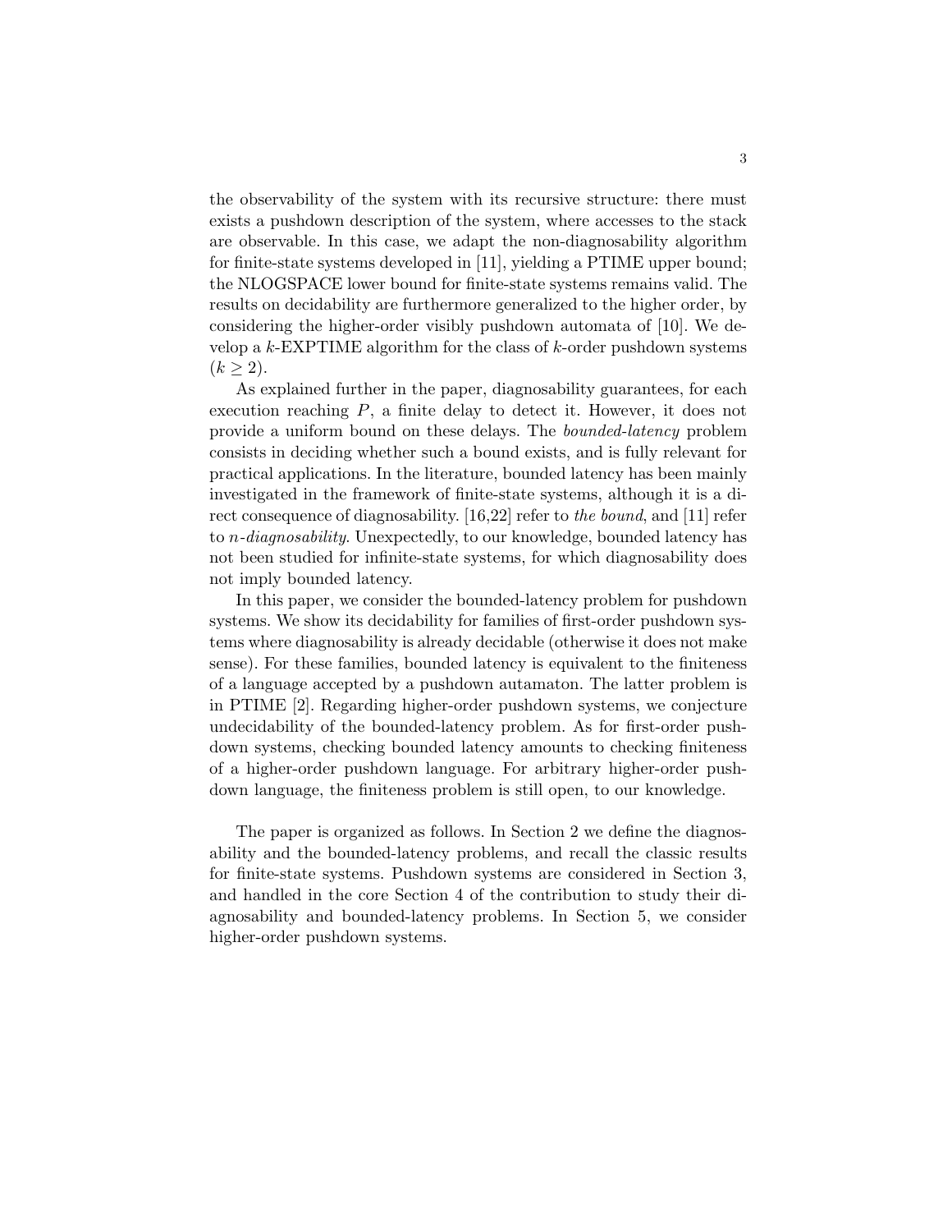the observability of the system with its recursive structure: there must exists a pushdown description of the system, where accesses to the stack are observable. In this case, we adapt the non-diagnosability algorithm for finite-state systems developed in [11], yielding a PTIME upper bound; the NLOGSPACE lower bound for finite-state systems remains valid. The results on decidability are furthermore generalized to the higher order, by considering the higher-order visibly pushdown automata of [10]. We develop a $k$-EXPTIME algorithm for the class of $k$-order pushdown systems ($k \geq 2$).

As explained further in the paper, diagnosability guarantees, for each execution reaching $P$, a finite delay to detect it. However, it does not provide a uniform bound on these delays. The *bounded-latency* problem consists in deciding whether such a bound exists, and is fully relevant for practical applications. In the literature, bounded latency has been mainly investigated in the framework of finite-state systems, although it is a direct consequence of diagnosability. [16,22] refer to *the bound*, and [11] refer to *n-diagnosability*. Unexpectedly, to our knowledge, bounded latency has not been studied for infinite-state systems, for which diagnosability does not imply bounded latency.

In this paper, we consider the bounded-latency problem for pushdown systems. We show its decidability for families of first-order pushdown systems where diagnosability is already decidable (otherwise it does not make sense). For these families, bounded latency is equivalent to the finiteness of a language accepted by a pushdown autamaton. The latter problem is in PTIME [2]. Regarding higher-order pushdown systems, we conjecture undecidability of the bounded-latency problem. As for first-order pushdown systems, checking bounded latency amounts to checking finiteness of a higher-order pushdown language. For arbitrary higher-order pushdown language, the finiteness problem is still open, to our knowledge.

The paper is organized as follows. In Section 2 we define the diagnosability and the bounded-latency problems, and recall the classic results for finite-state systems. Pushdown systems are considered in Section 3, and handled in the core Section 4 of the contribution to study their diagnosability and bounded-latency problems. In Section 5, we consider higher-order pushdown systems.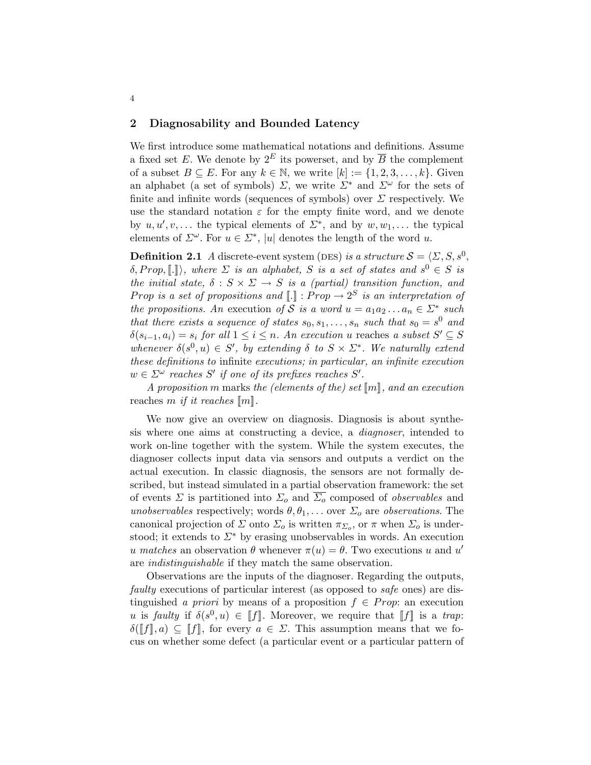## 2 Diagnosability and Bounded Latency

We first introduce some mathematical notations and definitions. Assume a fixed set $E$. We denote by $2^E$ its powerset, and by $\overline{B}$ the complement of a subset $B \subseteq E$. For any $k \in \mathbb{N}$, we write $[k] := \{1, 2, 3, \ldots, k\}$. Given an alphabet (a set of symbols) $\Sigma$, we write $\Sigma^*$ and $\Sigma^\omega$ for the sets of finite and infinite words (sequences of symbols) over $\Sigma$ respectively. We use the standard notation $\varepsilon$ for the empty finite word, and we denote by $u, u', v, \ldots$ the typical elements of $\Sigma^*$, and by $w, w_1, \ldots$ the typical elements of $\Sigma^\omega$. For $u \in \Sigma^*$, $|u|$ denotes the length of the word $u$.

**Definition 2.1** *A* discrete-event system (DES) *is a structure* $\mathcal{S} = \langle \Sigma, S, s^0, \delta, Prop, [\![.]\!] \rangle$*, where* $\Sigma$ *is an alphabet,* $S$ *is a set of states and* $s^0 \in S$ *is the initial state,* $\delta : S \times \Sigma \to S$ *is a (partial) transition function, and* $Prop$ *is a set of propositions and* $[\![.]\!] : Prop \to 2^S$ *is an interpretation of the propositions. An* execution *of* $\mathcal{S}$ *is a word* $u = a_1 a_2 \ldots a_n \in \Sigma^*$ *such that there exists a sequence of states* $s_0, s_1, \ldots, s_n$ *such that* $s_0 = s^0$ *and* $\delta(s_{i-1}, a_i) = s_i$ *for all* $1 \leq i \leq n$*. An execution* $u$ reaches *a subset* $S' \subseteq S$ *whenever* $\delta(s^0, u) \in S'$*, by extending* $\delta$ *to* $S \times \Sigma^*$*. We naturally extend these definitions to* infinite *executions; in particular, an infinite execution* $w \in \Sigma^\omega$ *reaches* $S'$ *if one of its prefixes reaches* $S'$*.*

*A proposition* $m$ marks *the (elements of the) set* $[\![m]\!]$*, and an execution* reaches *$m$ if it reaches* $[\![m]\!]$*.*

We now give an overview on diagnosis. Diagnosis is about synthesis where one aims at constructing a device, a *diagnoser*, intended to work on-line together with the system. While the system executes, the diagnoser collects input data via sensors and outputs a verdict on the actual execution. In classic diagnosis, the sensors are not formally described, but instead simulated in a partial observation framework: the set of events $\Sigma$ is partitioned into $\Sigma_o$ and $\overline{\Sigma_o}$ composed of *observables* and *unobservables* respectively; words $\theta, \theta_1, \ldots$ over $\Sigma_o$ are *observations*. The canonical projection of $\Sigma$ onto $\Sigma_o$ is written $\pi_{\Sigma_o}$, or $\pi$ when $\Sigma_o$ is understood; it extends to $\Sigma^*$ by erasing unobservables in words. An execution $u$ *matches* an observation $\theta$ whenever $\pi(u) = \theta$. Two executions $u$ and $u'$ are *indistinguishable* if they match the same observation.

Observations are the inputs of the diagnoser. Regarding the outputs, *faulty* executions of particular interest (as opposed to *safe* ones) are distinguished *a priori* by means of a proposition $f \in Prop$: an execution $u$ is *faulty* if $\delta(s^0, u) \in [\![f]\!]$. Moreover, we require that $[\![f]\!]$ is a *trap*: $\delta([\![f]\!], a) \subseteq [\![f]\!]$, for every $a \in \Sigma$. This assumption means that we focus on whether some defect (a particular event or a particular pattern of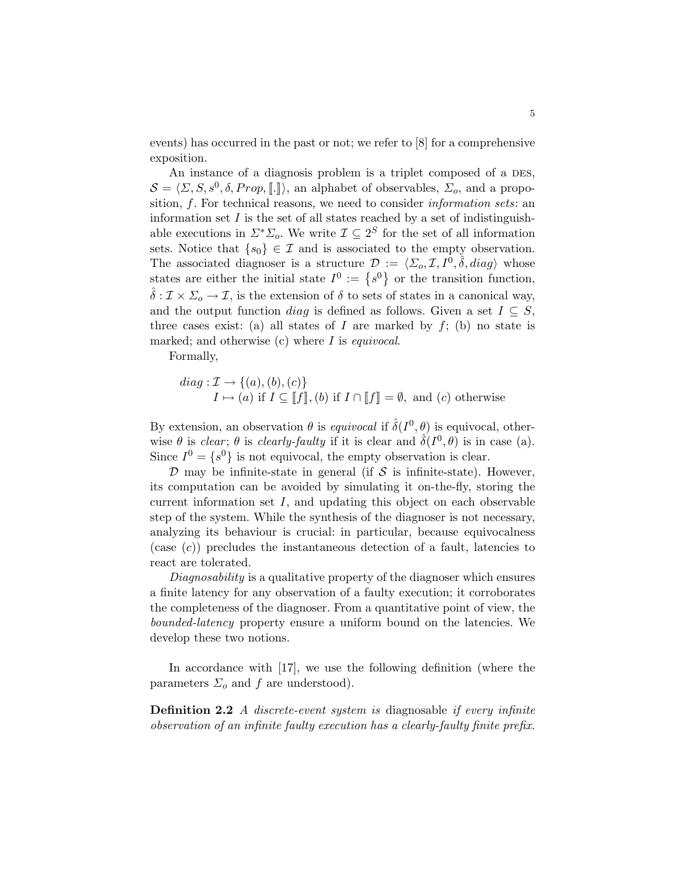events) has occurred in the past or not; we refer to [8] for a comprehensive exposition.

An instance of a diagnosis problem is a triplet composed of a DES, $\mathcal{S} = \langle \Sigma, S, s^0, \delta, Prop, [\![.]\!] \rangle$, an alphabet of observables, $\Sigma_o$, and a proposition, $f$. For technical reasons, we need to consider *information sets*: an information set $I$ is the set of all states reached by a set of indistinguishable executions in $\Sigma^* \Sigma_o$. We write $\mathcal{I} \subseteq 2^S$ for the set of all information sets. Notice that $\{s_0\} \in \mathcal{I}$ and is associated to the empty observation. The associated diagnoser is a structure $\mathcal{D} := \langle \Sigma_o, \mathcal{I}, I^0, \hat{\delta}, diag \rangle$ whose states are either the initial state $I^0 := \{s^0\}$ or the transition function, $\hat{\delta} : \mathcal{I} \times \Sigma_o \to \mathcal{I}$, is the extension of $\delta$ to sets of states in a canonical way, and the output function $diag$ is defined as follows. Given a set $I \subseteq S$, three cases exist: (a) all states of $I$ are marked by $f$; (b) no state is marked; and otherwise (c) where $I$ is *equivocal*.

Formally,

$$
\begin{aligned}
diag : \mathcal{I} &\to \{(a), (b), (c)\} \\
I &\mapsto (a) \text{ if } I \subseteq [\![f]\!], (b) \text{ if } I \cap [\![f]\!] = \emptyset, \text{ and } (c) \text{ otherwise}
\end{aligned}
$$

By extension, an observation $\theta$ is *equivocal* if $\hat{\delta}(I^0, \theta)$ is equivocal, otherwise $\theta$ is *clear*; $\theta$ is *clearly-faulty* if it is clear and $\hat{\delta}(I^0, \theta)$ is in case (a). Since $I^0 = \{s^0\}$ is not equivocal, the empty observation is clear.

$\mathcal{D}$ may be infinite-state in general (if $\mathcal{S}$ is infinite-state). However, its computation can be avoided by simulating it on-the-fly, storing the current information set $I$, and updating this object on each observable step of the system. While the synthesis of the diagnoser is not necessary, analyzing its behaviour is crucial: in particular, because equivocalness (case $(c)$) precludes the instantaneous detection of a fault, latencies to react are tolerated.

*Diagnosability* is a qualitative property of the diagnoser which ensures a finite latency for any observation of a faulty execution; it corroborates the completeness of the diagnoser. From a quantitative point of view, the *bounded-latency* property ensure a uniform bound on the latencies. We develop these two notions.

In accordance with [17], we use the following definition (where the parameters $\Sigma_o$ and $f$ are understood).

**Definition 2.2** *A discrete-event system is* diagnosable *if every infinite observation of an infinite faulty execution has a clearly-faulty finite prefix.*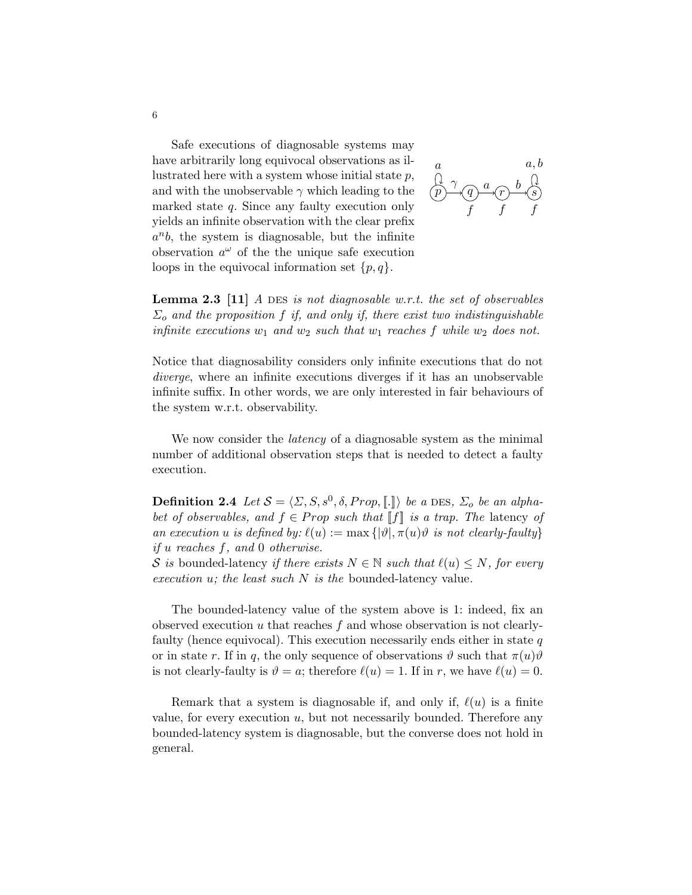Safe executions of diagnosable systems may have arbitrarily long equivocal observations as illustrated here with a system whose initial state $p$, and with the unobservable $\gamma$ which leading to the marked state $q$. Since any faulty execution only yields an infinite observation with the clear prefix $a^n b$, the system is diagnosable, but the infinite observation $a^\omega$ of the the unique safe execution loops in the equivocal information set $\{p, q\}$.

**Lemma 2.3 [11]** *A* DES *is not diagnosable w.r.t. the set of observables $\Sigma_o$ and the proposition $f$ if, and only if, there exist two indistinguishable infinite executions $w_1$ and $w_2$ such that $w_1$ reaches $f$ while $w_2$ does not.*

Notice that diagnosability considers only infinite executions that do not *diverge*, where an infinite executions diverges if it has an unobservable infinite suffix. In other words, we are only interested in fair behaviours of the system w.r.t. observability.

We now consider the *latency* of a diagnosable system as the minimal number of additional observation steps that is needed to detect a faulty execution.

**Definition 2.4** *Let $\mathcal{S} = \langle \Sigma, S, s^0, \delta, Prop, [\![.]\!]\rangle$ be a* DES*, $\Sigma_o$ be an alphabet of observables, and $f \in Prop$ such that $[\![f]\!]$ is a trap. The* latency *of an execution $u$ is defined by: $\ell(u) := \max\{|\vartheta|, \pi(u)\vartheta$ is not clearly-faulty$\}$ if $u$ reaches $f$, and $0$ otherwise.*
*$\mathcal{S}$ is* bounded-latency *if there exists $N \in \mathbb{N}$ such that $\ell(u) \leq N$, for every execution $u$; the least such $N$ is the* bounded-latency value.

The bounded-latency value of the system above is 1: indeed, fix an observed execution $u$ that reaches $f$ and whose observation is not clearly-faulty (hence equivocal). This execution necessarily ends either in state $q$ or in state $r$. If in $q$, the only sequence of observations $\vartheta$ such that $\pi(u)\vartheta$ is not clearly-faulty is $\vartheta = a$; therefore $\ell(u) = 1$. If in $r$, we have $\ell(u) = 0$.

Remark that a system is diagnosable if, and only if, $\ell(u)$ is a finite value, for every execution $u$, but not necessarily bounded. Therefore any bounded-latency system is diagnosable, but the converse does not hold in general.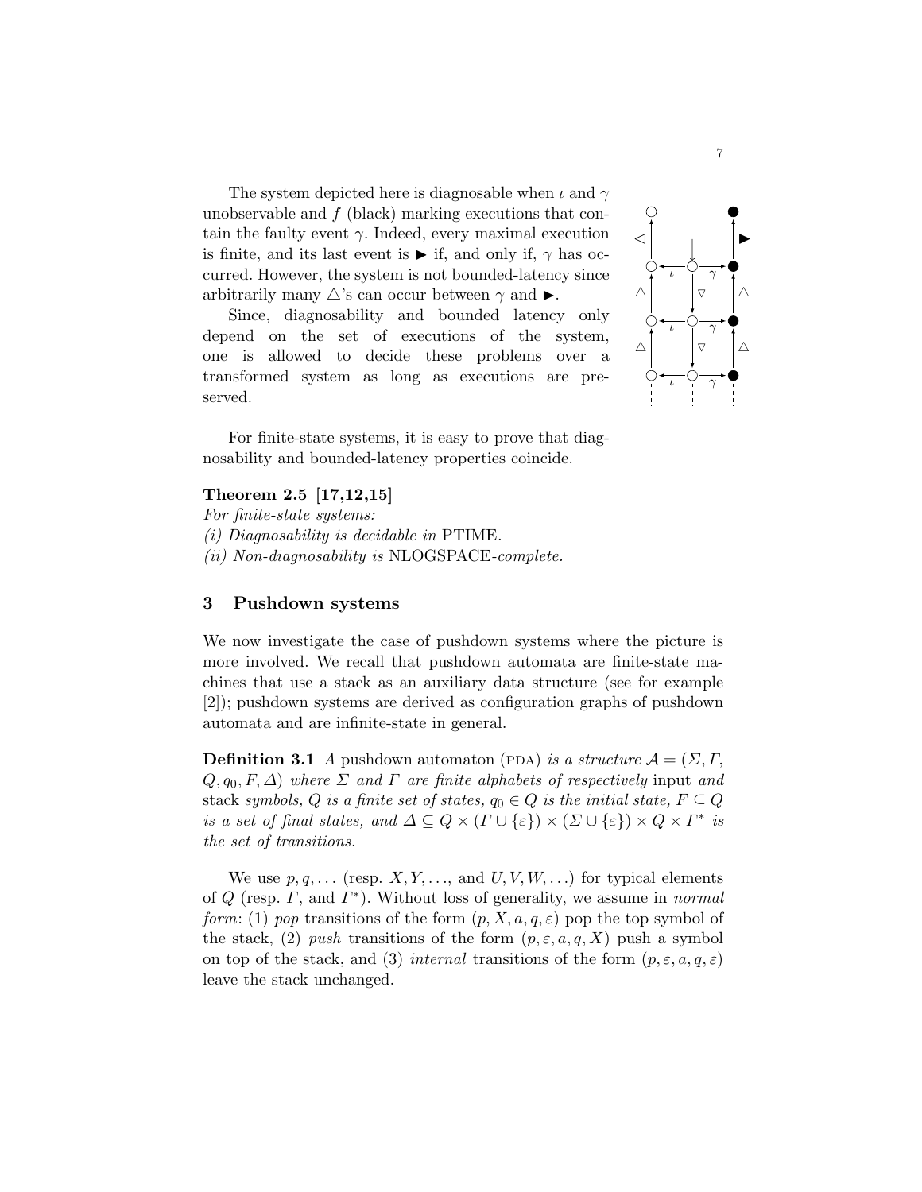The system depicted here is diagnosable when $\iota$ and $\gamma$ unobservable and $f$ (black) marking executions that contain the faulty event $\gamma$. Indeed, every maximal execution is finite, and its last event is $\blacktriangleright$ if, and only if, $\gamma$ has occurred. However, the system is not bounded-latency since arbitrarily many $\triangle$'s can occur between $\gamma$ and $\blacktriangleright$.

Since, diagnosability and bounded latency only depend on the set of executions of the system, one is allowed to decide these problems over a transformed system as long as executions are preserved.

For finite-state systems, it is easy to prove that diagnosability and bounded-latency properties coincide.

**Theorem 2.5 [17,12,15]**
*For finite-state systems:*
*(i) Diagnosability is decidable in* PTIME.
*(ii) Non-diagnosability is* NLOGSPACE*-complete.*

## 3 Pushdown systems

We now investigate the case of pushdown systems where the picture is more involved. We recall that pushdown automata are finite-state machines that use a stack as an auxiliary data structure (see for example [2]); pushdown systems are derived as configuration graphs of pushdown automata and are infinite-state in general.

**Definition 3.1** *A* pushdown automaton (PDA) *is a structure* $\mathcal{A} = (\Sigma, \Gamma, Q, q_0, F, \Delta)$ *where* $\Sigma$ *and* $\Gamma$ *are finite alphabets of respectively* input *and* stack *symbols,* $Q$ *is a finite set of states,* $q_0 \in Q$ *is the initial state,* $F \subseteq Q$ *is a set of final states, and* $\Delta \subseteq Q \times (\Gamma \cup \{\varepsilon\}) \times (\Sigma \cup \{\varepsilon\}) \times Q \times \Gamma^*$ *is the set of transitions.*

We use $p, q, \ldots$ (resp. $X, Y, \ldots$, and $U, V, W, \ldots$) for typical elements of $Q$ (resp. $\Gamma$, and $\Gamma^*$). Without loss of generality, we assume in *normal form*: (1) *pop* transitions of the form $(p, X, a, q, \varepsilon)$ pop the top symbol of the stack, (2) *push* transitions of the form $(p, \varepsilon, a, q, X)$ push a symbol on top of the stack, and (3) *internal* transitions of the form $(p, \varepsilon, a, q, \varepsilon)$ leave the stack unchanged.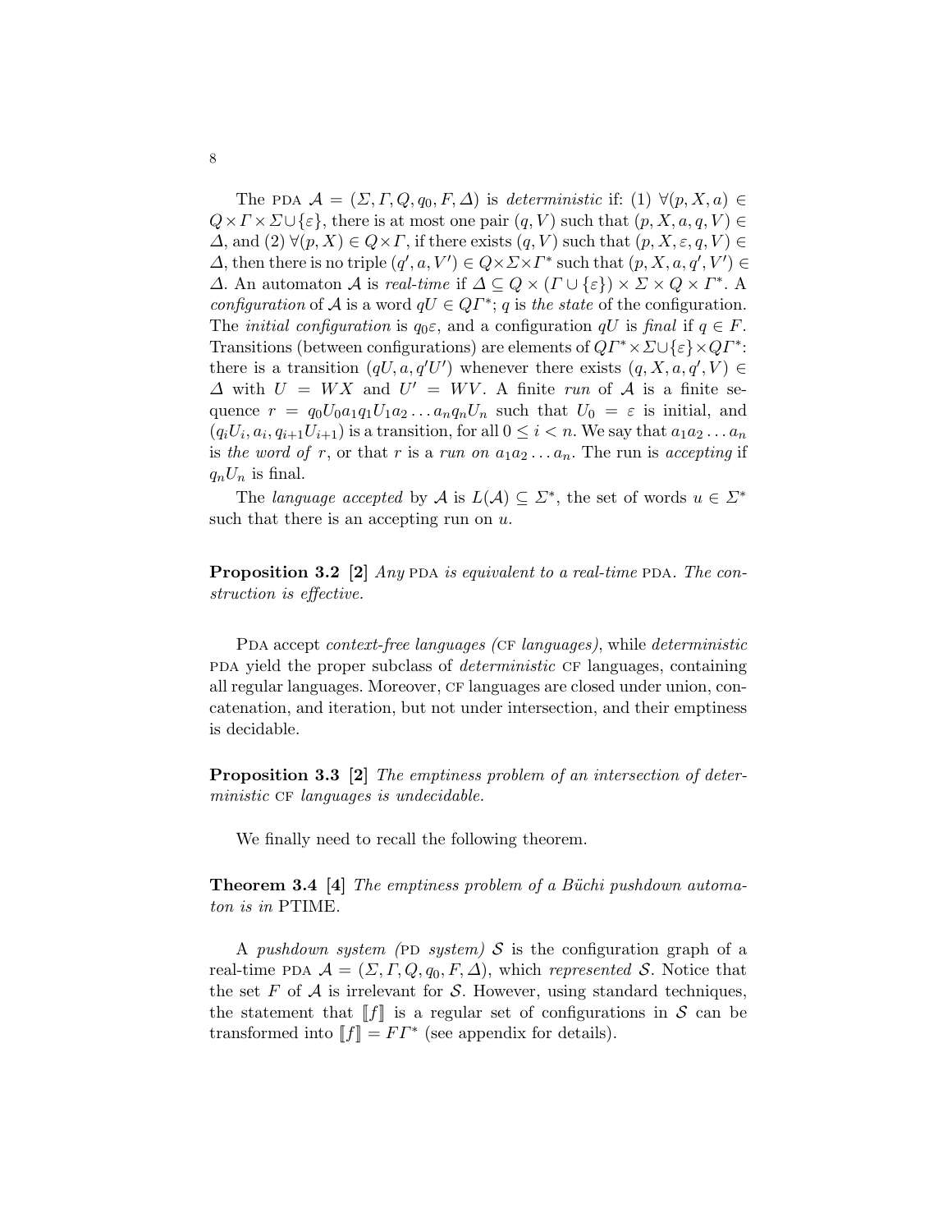The PDA $\mathcal{A} = (\Sigma, \Gamma, Q, q_0, F, \Delta)$ is *deterministic* if: (1) $\forall (p, X, a) \in Q \times \Gamma \times \Sigma \cup \{\varepsilon\}$, there is at most one pair $(q, V)$ such that $(p, X, a, q, V) \in \Delta$, and (2) $\forall (p, X) \in Q \times \Gamma$, if there exists $(q, V)$ such that $(p, X, \varepsilon, q, V) \in \Delta$, then there is no triple $(q', a, V') \in Q \times \Sigma \times \Gamma^*$ such that $(p, X, a, q', V') \in \Delta$. An automaton $\mathcal{A}$ is *real-time* if $\Delta \subseteq Q \times (\Gamma \cup \{\varepsilon\}) \times \Sigma \times Q \times \Gamma^*$. A *configuration* of $\mathcal{A}$ is a word $qU \in Q\Gamma^*$; $q$ is *the state* of the configuration. The *initial configuration* is $q_0\varepsilon$, and a configuration $qU$ is *final* if $q \in F$. Transitions (between configurations) are elements of $Q\Gamma^* \times \Sigma \cup \{\varepsilon\} \times Q\Gamma^*$: there is a transition $(qU, a, q'U')$ whenever there exists $(q, X, a, q', V) \in \Delta$ with $U = WX$ and $U' = WV$. A finite *run* of $\mathcal{A}$ is a finite sequence $r = q_0 U_0 a_1 q_1 U_1 a_2 \ldots a_n q_n U_n$ such that $U_0 = \varepsilon$ is initial, and $(q_i U_i, a_i, q_{i+1} U_{i+1})$ is a transition, for all $0 \leq i < n$. We say that $a_1 a_2 \ldots a_n$ is *the word of* $r$, or that $r$ is a *run on* $a_1 a_2 \ldots a_n$. The run is *accepting* if $q_n U_n$ is final.

The *language accepted* by $\mathcal{A}$ is $L(\mathcal{A}) \subseteq \Sigma^*$, the set of words $u \in \Sigma^*$ such that there is an accepting run on $u$.

**Proposition 3.2 [2]** *Any* PDA *is equivalent to a real-time* PDA. *The construction is effective.*

PDA accept *context-free languages (*CF *languages)*, while *deterministic* PDA yield the proper subclass of *deterministic* CF languages, containing all regular languages. Moreover, CF languages are closed under union, concatenation, and iteration, but not under intersection, and their emptiness is decidable.

**Proposition 3.3 [2]** *The emptiness problem of an intersection of deterministic* CF *languages is undecidable.*

We finally need to recall the following theorem.

**Theorem 3.4 [4]** *The emptiness problem of a Büchi pushdown automaton is in* PTIME.

A *pushdown system (*PD *system)* $\mathcal{S}$ is the configuration graph of a real-time PDA $\mathcal{A} = (\Sigma, \Gamma, Q, q_0, F, \Delta)$, which *represented* $\mathcal{S}$. Notice that the set $F$ of $\mathcal{A}$ is irrelevant for $\mathcal{S}$. However, using standard techniques, the statement that $[\![f]\!]$ is a regular set of configurations in $\mathcal{S}$ can be transformed into $[\![f]\!] = F\Gamma^*$ (see appendix for details).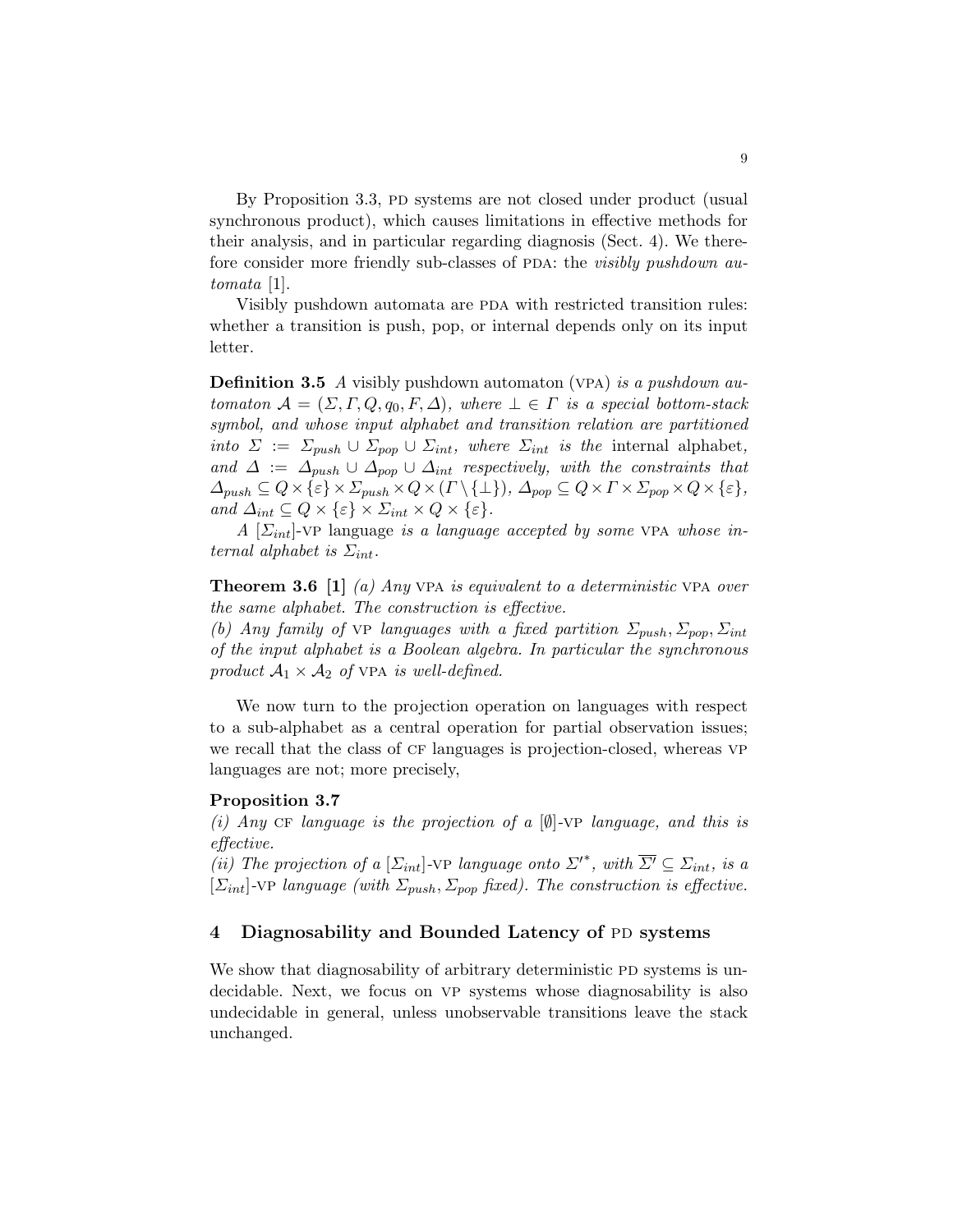By Proposition 3.3, PD systems are not closed under product (usual synchronous product), which causes limitations in effective methods for their analysis, and in particular regarding diagnosis (Sect. 4). We therefore consider more friendly sub-classes of PDA: the *visibly pushdown automata* [1].

Visibly pushdown automata are PDA with restricted transition rules: whether a transition is push, pop, or internal depends only on its input letter.

**Definition 3.5** *A* visibly pushdown automaton (VPA) *is a pushdown automaton $\mathcal{A} = (\Sigma, \Gamma, Q, q_0, F, \Delta)$, where $\bot \in \Gamma$ is a special bottom-stack symbol, and whose input alphabet and transition relation are partitioned into $\Sigma := \Sigma_{push} \cup \Sigma_{pop} \cup \Sigma_{int}$, where $\Sigma_{int}$ is the* internal alphabet*, and $\Delta := \Delta_{push} \cup \Delta_{pop} \cup \Delta_{int}$ respectively, with the constraints that $\Delta_{push} \subseteq Q \times \{\varepsilon\} \times \Sigma_{push} \times Q \times (\Gamma \setminus \{\bot\})$, $\Delta_{pop} \subseteq Q \times \Gamma \times \Sigma_{pop} \times Q \times \{\varepsilon\}$, and $\Delta_{int} \subseteq Q \times \{\varepsilon\} \times \Sigma_{int} \times Q \times \{\varepsilon\}$.*

*A* $[\Sigma_{int}]$-VP language *is a language accepted by some* VPA *whose internal alphabet is $\Sigma_{int}$.*

**Theorem 3.6 [1]** *(a) Any* VPA *is equivalent to a deterministic* VPA *over the same alphabet. The construction is effective.*
*(b) Any family of* VP *languages with a fixed partition $\Sigma_{push}, \Sigma_{pop}, \Sigma_{int}$ of the input alphabet is a Boolean algebra. In particular the synchronous product $\mathcal{A}_1 \times \mathcal{A}_2$ of* VPA *is well-defined.*

We now turn to the projection operation on languages with respect to a sub-alphabet as a central operation for partial observation issues; we recall that the class of CF languages is projection-closed, whereas VP languages are not; more precisely,

**Proposition 3.7**
*(i) Any* CF *language is the projection of a* $[\emptyset]$-VP *language, and this is effective.*
*(ii) The projection of a* $[\Sigma_{int}]$-VP *language onto ${\Sigma'}^*$, with $\overline{\Sigma'} \subseteq \Sigma_{int}$, is a* $[\Sigma_{int}]$-VP *language (with $\Sigma_{push}, \Sigma_{pop}$ fixed). The construction is effective.*

## 4 Diagnosability and Bounded Latency of PD systems

We show that diagnosability of arbitrary deterministic PD systems is undecidable. Next, we focus on VP systems whose diagnosability is also undecidable in general, unless unobservable transitions leave the stack unchanged.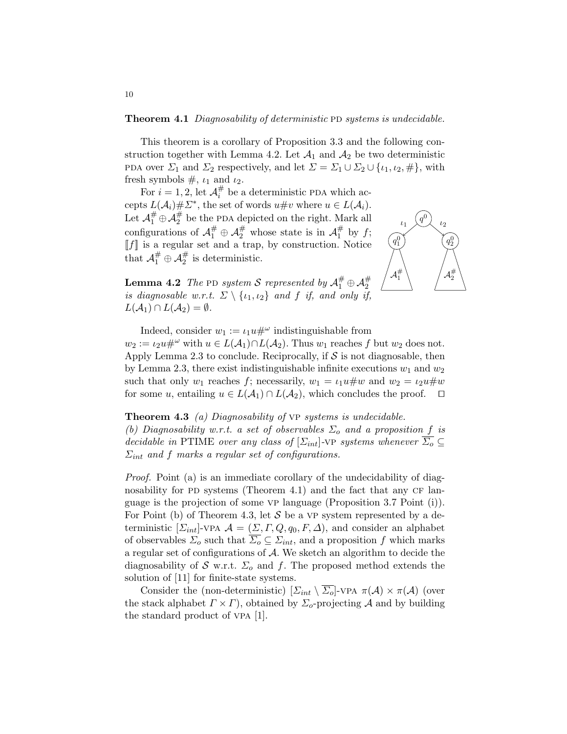**Theorem 4.1** *Diagnosability of deterministic* PD *systems is undecidable.*

This theorem is a corollary of Proposition 3.3 and the following construction together with Lemma 4.2. Let $\mathcal{A}_1$ and $\mathcal{A}_2$ be two deterministic PDA over $\Sigma_1$ and $\Sigma_2$ respectively, and let $\Sigma = \Sigma_1 \cup \Sigma_2 \cup \{\iota_1, \iota_2, \#\}$, with fresh symbols $\#$, $\iota_1$ and $\iota_2$.

For $i = 1, 2$, let $\mathcal{A}_i^{\#}$ be a deterministic PDA which accepts $L(\mathcal{A}_i)\#\Sigma^*$, the set of words $u\#v$ where $u \in L(\mathcal{A}_i)$. Let $\mathcal{A}_1^{\#} \oplus \mathcal{A}_2^{\#}$ be the PDA depicted on the right. Mark all configurations of $\mathcal{A}_1^{\#} \oplus \mathcal{A}_2^{\#}$ whose state is in $\mathcal{A}_1^{\#}$ by $f$; $[\![f]\!]$ is a regular set and a trap, by construction. Notice that $\mathcal{A}_1^{\#} \oplus \mathcal{A}_2^{\#}$ is deterministic.

**Lemma 4.2** *The* PD *system $\mathcal{S}$ represented by $\mathcal{A}_1^{\#} \oplus \mathcal{A}_2^{\#}$ is diagnosable w.r.t. $\Sigma \setminus \{\iota_1, \iota_2\}$ and $f$ if, and only if, $L(\mathcal{A}_1) \cap L(\mathcal{A}_2) = \emptyset$.*

Indeed, consider $w_1 := \iota_1 u \#^\omega$ indistinguishable from $w_2 := \iota_2 u \#^\omega$ with $u \in L(\mathcal{A}_1) \cap L(\mathcal{A}_2)$. Thus $w_1$ reaches $f$ but $w_2$ does not. Apply Lemma 2.3 to conclude. Reciprocally, if $\mathcal{S}$ is not diagnosable, then by Lemma 2.3, there exist indistinguishable infinite executions $w_1$ and $w_2$ such that only $w_1$ reaches $f$; necessarily, $w_1 = \iota_1 u \# w$ and $w_2 = \iota_2 u \# w$ for some $u$, entailing $u \in L(\mathcal{A}_1) \cap L(\mathcal{A}_2)$, which concludes the proof. $\square$

**Theorem 4.3** *(a) Diagnosability of* VP *systems is undecidable.*
*(b) Diagnosability w.r.t. a set of observables $\Sigma_o$ and a proposition $f$ is decidable in* PTIME *over any class of $[\Sigma_{int}]$-*VP *systems whenever $\overline{\Sigma_o} \subseteq \Sigma_{int}$ and $f$ marks a regular set of configurations.*

*Proof.* Point (a) is an immediate corollary of the undecidability of diagnosability for PD systems (Theorem 4.1) and the fact that any CF language is the projection of some VP language (Proposition 3.7 Point (i)). For Point (b) of Theorem 4.3, let $\mathcal{S}$ be a VP system represented by a deterministic $[\Sigma_{int}]$-VPA $\mathcal{A} = (\Sigma, \Gamma, Q, q_0, F, \Delta)$, and consider an alphabet of observables $\Sigma_o$ such that $\overline{\Sigma_o} \subseteq \Sigma_{int}$, and a proposition $f$ which marks a regular set of configurations of $\mathcal{A}$. We sketch an algorithm to decide the diagnosability of $\mathcal{S}$ w.r.t. $\Sigma_o$ and $f$. The proposed method extends the solution of [11] for finite-state systems.

Consider the (non-deterministic) $[\Sigma_{int} \setminus \overline{\Sigma_o}]$-VPA $\pi(\mathcal{A}) \times \pi(\mathcal{A})$ (over the stack alphabet $\Gamma \times \Gamma$), obtained by $\Sigma_o$-projecting $\mathcal{A}$ and by building the standard product of VPA [1].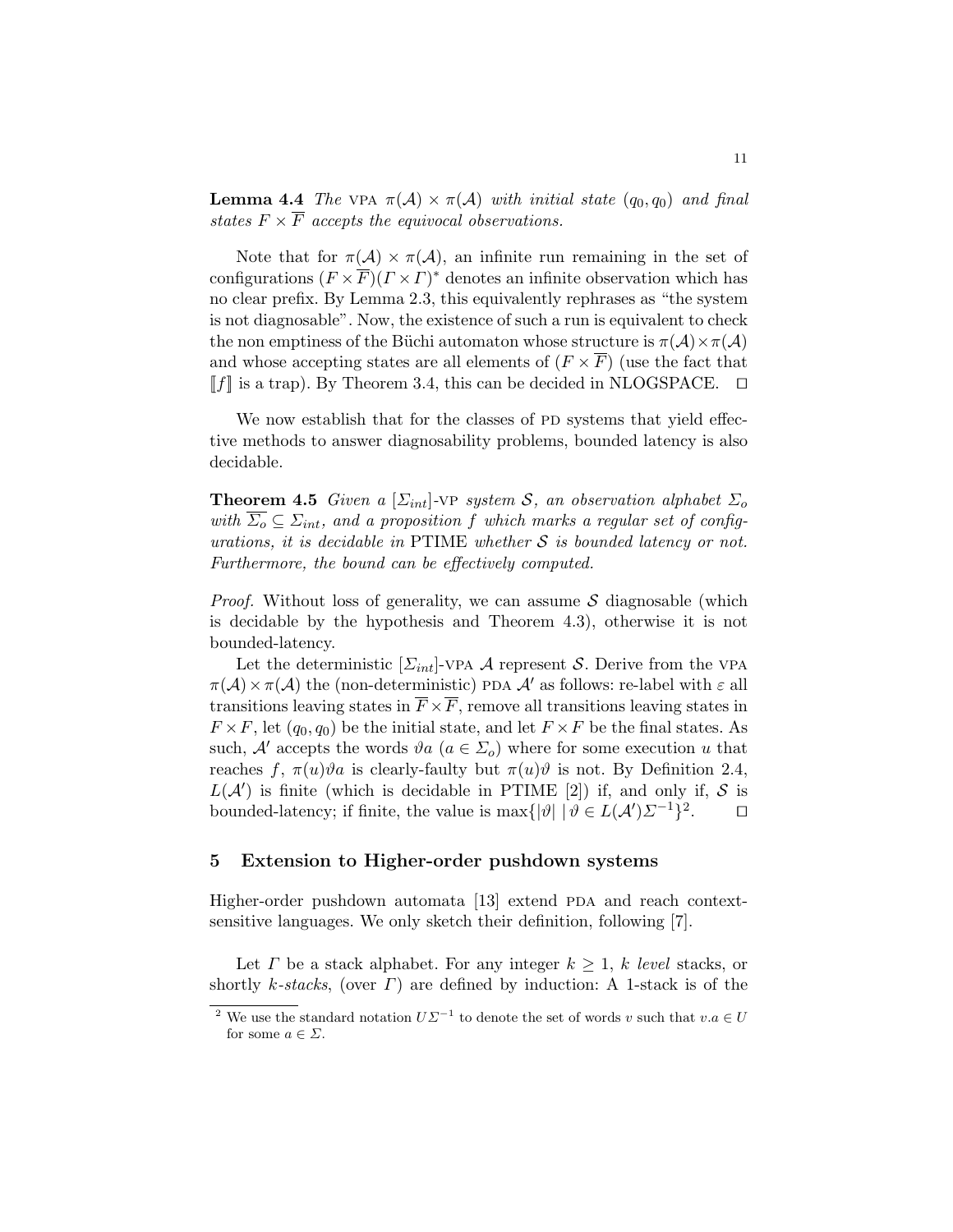**Lemma 4.4** *The* VPA $\pi(\mathcal{A}) \times \pi(\mathcal{A})$ *with initial state* $(q_0, q_0)$ *and final states* $F \times \overline{F}$ *accepts the equivocal observations.*

Note that for $\pi(\mathcal{A}) \times \pi(\mathcal{A})$, an infinite run remaining in the set of configurations $(F \times \overline{F})(\Gamma \times \Gamma)^*$ denotes an infinite observation which has no clear prefix. By Lemma 2.3, this equivalently rephrases as "the system is not diagnosable". Now, the existence of such a run is equivalent to check the non emptiness of the Büchi automaton whose structure is $\pi(\mathcal{A}) \times \pi(\mathcal{A})$ and whose accepting states are all elements of $(F \times \overline{F})$ (use the fact that $[\![f]\!]$ is a trap). By Theorem 3.4, this can be decided in NLOGSPACE. $\square$

We now establish that for the classes of PD systems that yield effective methods to answer diagnosability problems, bounded latency is also decidable.

**Theorem 4.5** *Given a* $[\Sigma_{int}]$*-*VP *system* $\mathcal{S}$*, an observation alphabet* $\Sigma_o$ *with* $\overline{\Sigma_o} \subseteq \Sigma_{int}$*, and a proposition* $f$ *which marks a regular set of configurations, it is decidable in* PTIME *whether* $\mathcal{S}$ *is bounded latency or not. Furthermore, the bound can be effectively computed.*

*Proof.* Without loss of generality, we can assume $\mathcal{S}$ diagnosable (which is decidable by the hypothesis and Theorem 4.3), otherwise it is not bounded-latency.

Let the deterministic $[\Sigma_{int}]$-VPA $\mathcal{A}$ represent $\mathcal{S}$. Derive from the VPA $\pi(\mathcal{A}) \times \pi(\mathcal{A})$ the (non-deterministic) PDA $\mathcal{A}'$ as follows: re-label with $\varepsilon$ all transitions leaving states in $\overline{F} \times \overline{F}$, remove all transitions leaving states in $F \times F$, let $(q_0, q_0)$ be the initial state, and let $F \times F$ be the final states. As such, $\mathcal{A}'$ accepts the words $\vartheta a$ ($a \in \Sigma_o$) where for some execution $u$ that reaches $f$, $\pi(u)\vartheta a$ is clearly-faulty but $\pi(u)\vartheta$ is not. By Definition 2.4, $L(\mathcal{A}')$ is finite (which is decidable in PTIME [2]) if, and only if, $\mathcal{S}$ is bounded-latency; if finite, the value is $\max\{|\vartheta| \mid \vartheta \in L(\mathcal{A}')\Sigma^{-1}\}$[2]. $\square$

## 5 Extension to Higher-order pushdown systems

Higher-order pushdown automata [13] extend PDA and reach context-sensitive languages. We only sketch their definition, following [7].

Let $\Gamma$ be a stack alphabet. For any integer $k \geq 1$, $k$ *level* stacks, or shortly $k$*-stacks*, (over $\Gamma$) are defined by induction: A 1-stack is of the

---

[2] We use the standard notation $U\Sigma^{-1}$ to denote the set of words $v$ such that $v.a \in U$ for some $a \in \Sigma$.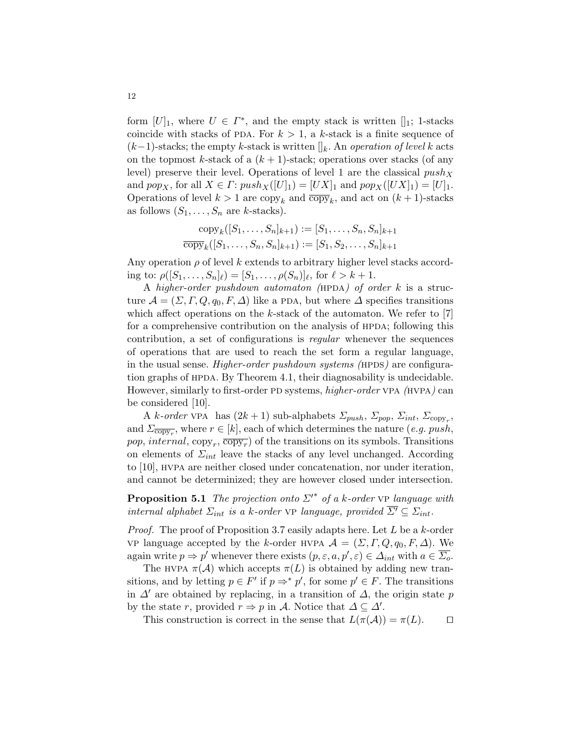form $[U]_1$, where $U \in \Gamma^*$, and the empty stack is written $[]_1$; 1-stacks coincide with stacks of PDA. For $k > 1$, a $k$-stack is a finite sequence of $(k-1)$-stacks; the empty $k$-stack is written $[]_k$. An *operation of level* $k$ acts on the topmost $k$-stack of a $(k+1)$-stack; operations over stacks (of any level) preserve their level. Operations of level 1 are the classical $push_X$ and $pop_X$, for all $X \in \Gamma$: $push_X([U]_1) = [UX]_1$ and $pop_X([UX]_1) = [U]_1$. Operations of level $k > 1$ are $\text{copy}_k$ and $\overline{\text{copy}}_k$, and act on $(k+1)$-stacks as follows ($S_1, \ldots, S_n$ are $k$-stacks).

$$\text{copy}_k([S_1, \ldots, S_n]_{k+1}) := [S_1, \ldots, S_n, S_n]_{k+1}$$
$$\overline{\text{copy}}_k([S_1, \ldots, S_n, S_n]_{k+1}) := [S_1, S_2, \ldots, S_n]_{k+1}$$

Any operation $\rho$ of level $k$ extends to arbitrary higher level stacks according to: $\rho([S_1, \ldots, S_n]_\ell) = [S_1, \ldots, \rho(S_n)]_\ell$, for $\ell > k+1$.

A *higher-order pushdown automaton (*HPDA*) of order* $k$ is a structure $\mathcal{A} = (\Sigma, \Gamma, Q, q_0, F, \Delta)$ like a PDA, but where $\Delta$ specifies transitions which affect operations on the $k$-stack of the automaton. We refer to [7] for a comprehensive contribution on the analysis of HPDA; following this contribution, a set of configurations is *regular* whenever the sequences of operations that are used to reach the set form a regular language, in the usual sense. *Higher-order pushdown systems (*HPDS*)* are configuration graphs of HPDA. By Theorem 4.1, their diagnosability is undecidable. However, similarly to first-order PD systems, *higher-order* VPA *(*HVPA*)* can be considered [10].

A *$k$-order* VPA has $(2k+1)$ sub-alphabets $\Sigma_{push}$, $\Sigma_{pop}$, $\Sigma_{int}$, $\Sigma_{\text{copy}_r}$, and $\Sigma_{\overline{\text{copy}_r}}$, where $r \in [k]$, each of which determines the nature (*e.g. push*, *pop*, *internal*, $\text{copy}_r$, $\overline{\text{copy}_r}$) of the transitions on its symbols. Transitions on elements of $\Sigma_{int}$ leave the stacks of any level unchanged. According to [10], HVPA are neither closed under concatenation, nor under iteration, and cannot be determinized; they are however closed under intersection.

**Proposition 5.1** *The projection onto ${\Sigma'}^*$ of a $k$-order* VP *language with internal alphabet $\Sigma_{int}$ is a $k$-order* VP *language, provided $\overline{\Sigma'} \subseteq \Sigma_{int}$.*

*Proof.* The proof of Proposition 3.7 easily adapts here. Let $L$ be a $k$-order VP language accepted by the $k$-order HVPA $\mathcal{A} = (\Sigma, \Gamma, Q, q_0, F, \Delta)$. We again write $p \Rightarrow p'$ whenever there exists $(p, \varepsilon, a, p', \varepsilon) \in \Delta_{int}$ with $a \in \overline{\Sigma_o}$.

The HVPA $\pi(\mathcal{A})$ which accepts $\pi(L)$ is obtained by adding new transitions, and by letting $p \in F'$ if $p \Rightarrow^* p'$, for some $p' \in F$. The transitions in $\Delta'$ are obtained by replacing, in a transition of $\Delta$, the origin state $p$ by the state $r$, provided $r \Rightarrow p$ in $\mathcal{A}$. Notice that $\Delta \subseteq \Delta'$.

This construction is correct in the sense that $L(\pi(\mathcal{A})) = \pi(L)$. $\square$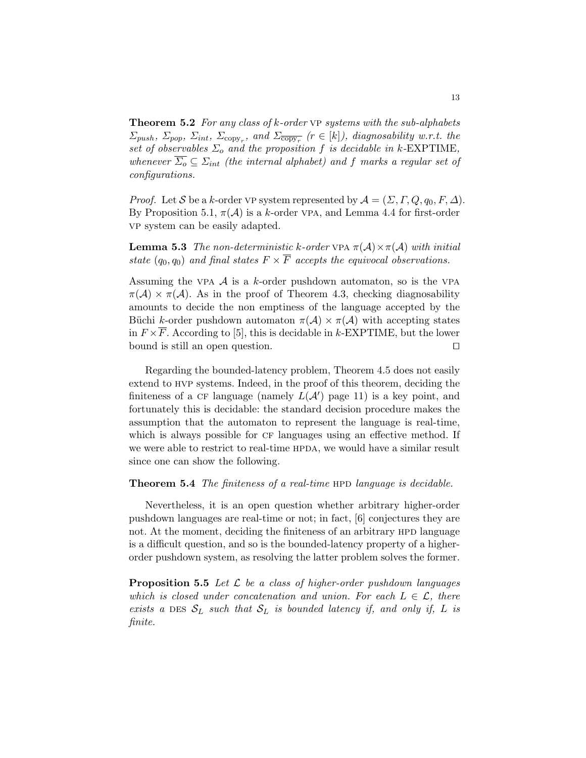**Theorem 5.2** *For any class of $k$-order* VP *systems with the sub-alphabets $\Sigma_{push}$, $\Sigma_{pop}$, $\Sigma_{int}$, $\Sigma_{\mathrm{copy}_r}$, and $\Sigma_{\overline{\mathrm{copy}_r}}$ ($r \in [k]$), diagnosability w.r.t. the set of observables $\Sigma_o$ and the proposition $f$ is decidable in $k$-EXPTIME, whenever $\overline{\Sigma_o} \subseteq \Sigma_{int}$ (the internal alphabet) and $f$ marks a regular set of configurations.*

*Proof.* Let $\mathcal{S}$ be a $k$-order VP system represented by $\mathcal{A} = (\Sigma, \Gamma, Q, q_0, F, \Delta)$. By Proposition 5.1, $\pi(\mathcal{A})$ is a $k$-order VPA, and Lemma 4.4 for first-order VP system can be easily adapted.

**Lemma 5.3** *The non-deterministic $k$-order* VPA *$\pi(\mathcal{A}) \times \pi(\mathcal{A})$ with initial state $(q_0, q_0)$ and final states $F \times \overline{F}$ accepts the equivocal observations.*

Assuming the VPA $\mathcal{A}$ is a $k$-order pushdown automaton, so is the VPA $\pi(\mathcal{A}) \times \pi(\mathcal{A})$. As in the proof of Theorem 4.3, checking diagnosability amounts to decide the non emptiness of the language accepted by the Büchi $k$-order pushdown automaton $\pi(\mathcal{A}) \times \pi(\mathcal{A})$ with accepting states in $F \times \overline{F}$. According to [5], this is decidable in $k$-EXPTIME, but the lower bound is still an open question. □

Regarding the bounded-latency problem, Theorem 4.5 does not easily extend to HVP systems. Indeed, in the proof of this theorem, deciding the finiteness of a CF language (namely $L(\mathcal{A}')$ page 11) is a key point, and fortunately this is decidable: the standard decision procedure makes the assumption that the automaton to represent the language is real-time, which is always possible for CF languages using an effective method. If we were able to restrict to real-time HPDA, we would have a similar result since one can show the following.

**Theorem 5.4** *The finiteness of a real-time* HPD *language is decidable.*

Nevertheless, it is an open question whether arbitrary higher-order pushdown languages are real-time or not; in fact, [6] conjectures they are not. At the moment, deciding the finiteness of an arbitrary HPD language is a difficult question, and so is the bounded-latency property of a higher-order pushdown system, as resolving the latter problem solves the former.

**Proposition 5.5** *Let $\mathcal{L}$ be a class of higher-order pushdown languages which is closed under concatenation and union. For each $L \in \mathcal{L}$, there exists a* DES *$\mathcal{S}_L$ such that $\mathcal{S}_L$ is bounded latency if, and only if, $L$ is finite.*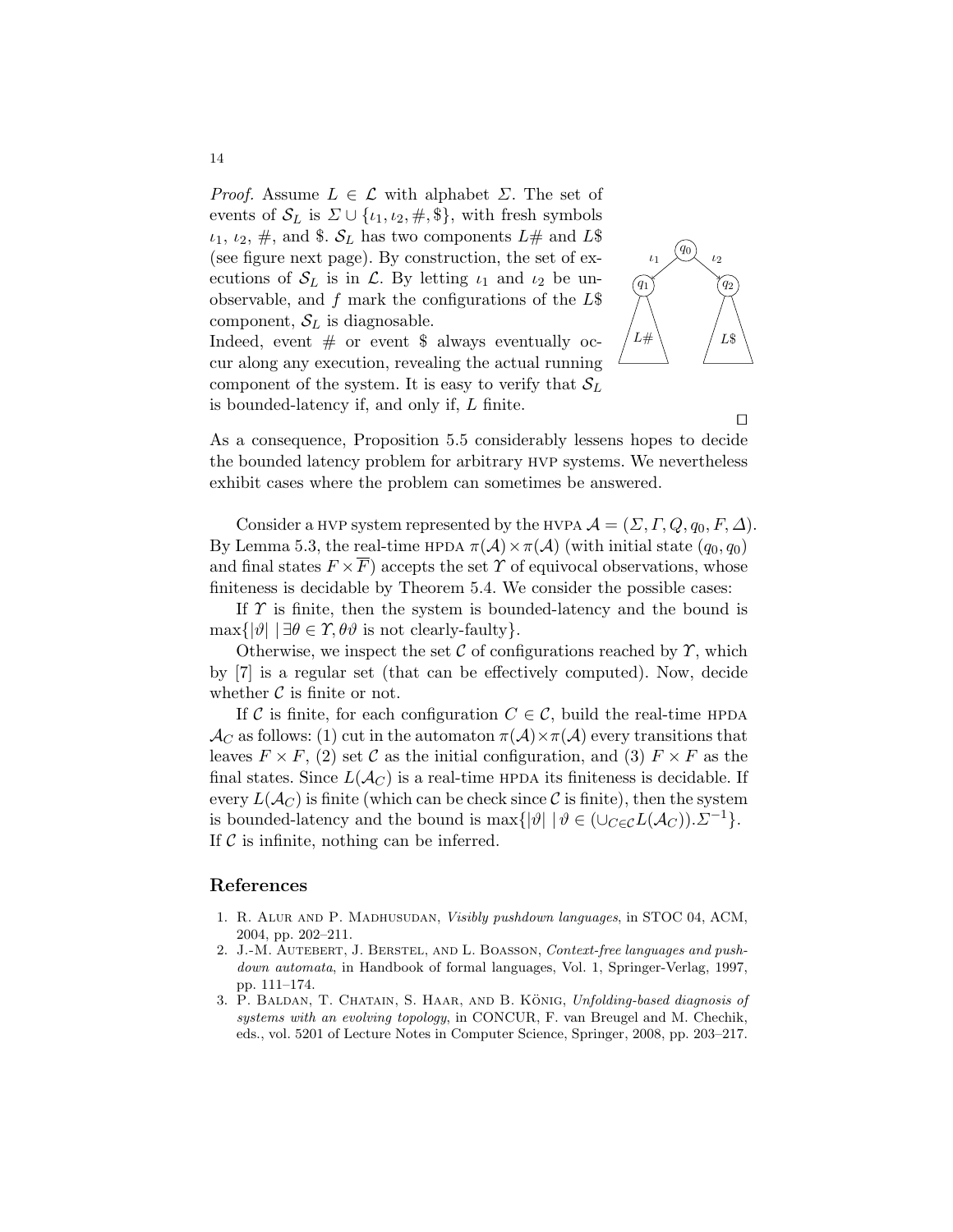*Proof.* Assume $L \in \mathcal{L}$ with alphabet $\Sigma$. The set of events of $\mathcal{S}_L$ is $\Sigma \cup \{\iota_1, \iota_2, \#, \$\}$, with fresh symbols $\iota_1$, $\iota_2$, $\#$, and $\$$. $\mathcal{S}_L$ has two components $L\#$ and $L\$$ (see figure next page). By construction, the set of executions of $\mathcal{S}_L$ is in $\mathcal{L}$. By letting $\iota_1$ and $\iota_2$ be unobservable, and $f$ mark the configurations of the $L\$$ component, $\mathcal{S}_L$ is diagnosable.

Indeed, event $\#$ or event $\$$ always eventually occur along any execution, revealing the actual running component of the system. It is easy to verify that $\mathcal{S}_L$ is bounded-latency if, and only if, $L$ finite. □

As a consequence, Proposition 5.5 considerably lessens hopes to decide the bounded latency problem for arbitrary HVP systems. We nevertheless exhibit cases where the problem can sometimes be answered.

Consider a HVP system represented by the HVPA $\mathcal{A} = (\Sigma, \Gamma, Q, q_0, F, \Delta)$. By Lemma 5.3, the real-time HPDA $\pi(\mathcal{A}) \times \pi(\mathcal{A})$ (with initial state $(q_0, q_0)$ and final states $F \times \overline{F}$) accepts the set $\Upsilon$ of equivocal observations, whose finiteness is decidable by Theorem 5.4. We consider the possible cases:

If $\Upsilon$ is finite, then the system is bounded-latency and the bound is $\max\{|\vartheta| \mid \exists \theta \in \Upsilon, \theta\vartheta \text{ is not clearly-faulty}\}$.

Otherwise, we inspect the set $\mathcal{C}$ of configurations reached by $\Upsilon$, which by [7] is a regular set (that can be effectively computed). Now, decide whether $\mathcal{C}$ is finite or not.

If $\mathcal{C}$ is finite, for each configuration $C \in \mathcal{C}$, build the real-time HPDA $\mathcal{A}_C$ as follows: (1) cut in the automaton $\pi(\mathcal{A}) \times \pi(\mathcal{A})$ every transitions that leaves $F \times F$, (2) set $\mathcal{C}$ as the initial configuration, and (3) $F \times F$ as the final states. Since $L(\mathcal{A}_C)$ is a real-time HPDA its finiteness is decidable. If every $L(\mathcal{A}_C)$ is finite (which can be check since $\mathcal{C}$ is finite), then the system is bounded-latency and the bound is $\max\{|\vartheta| \mid \vartheta \in (\cup_{C \in \mathcal{C}} L(\mathcal{A}_C)).\Sigma^{-1}\}$. If $\mathcal{C}$ is infinite, nothing can be inferred.

## References

1. R. Alur and P. Madhusudan, *Visibly pushdown languages*, in STOC 04, ACM, 2004, pp. 202–211.
2. J.-M. Autebert, J. Berstel, and L. Boasson, *Context-free languages and pushdown automata*, in Handbook of formal languages, Vol. 1, Springer-Verlag, 1997, pp. 111–174.
3. P. Baldan, T. Chatain, S. Haar, and B. König, *Unfolding-based diagnosis of systems with an evolving topology*, in CONCUR, F. van Breugel and M. Chechik, eds., vol. 5201 of Lecture Notes in Computer Science, Springer, 2008, pp. 203–217.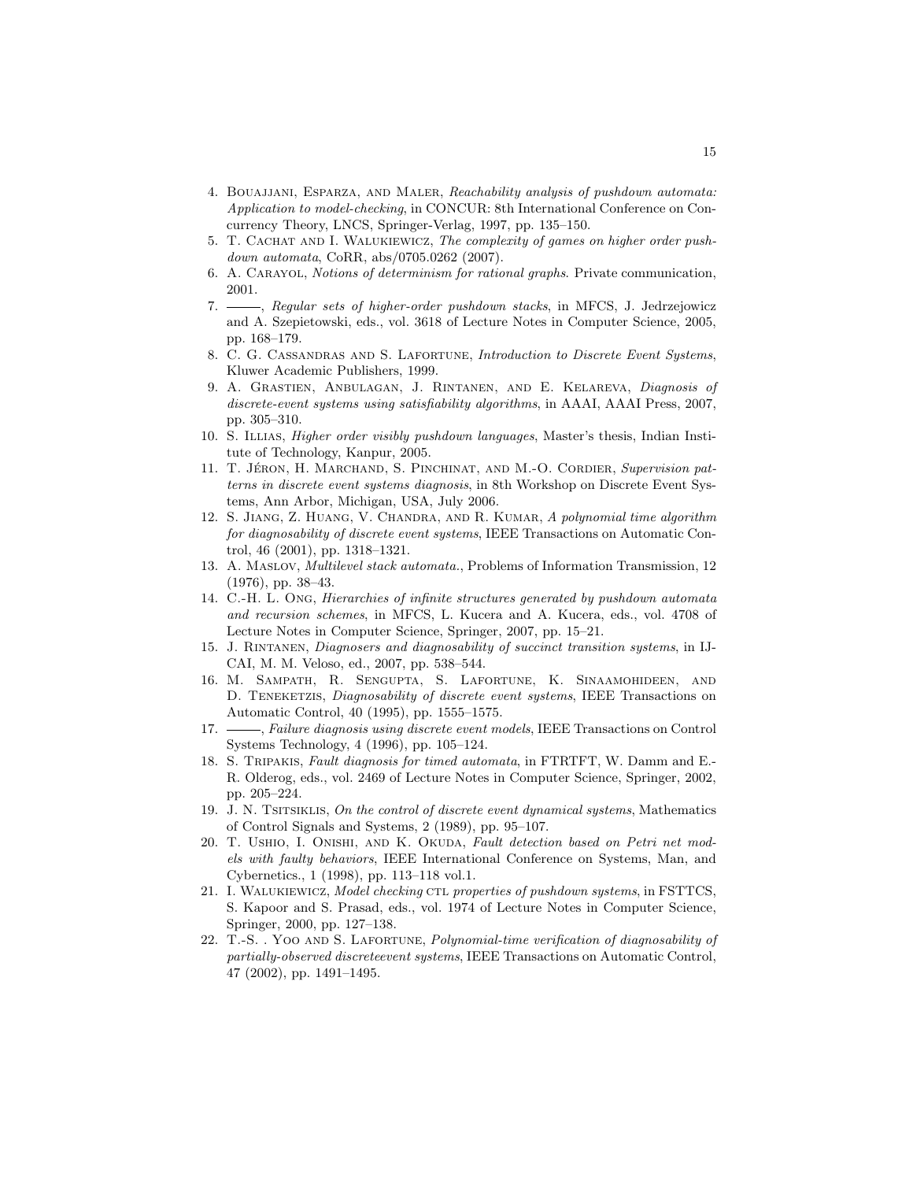4. Bouajjani, Esparza, and Maler, *Reachability analysis of pushdown automata: Application to model-checking*, in CONCUR: 8th International Conference on Concurrency Theory, LNCS, Springer-Verlag, 1997, pp. 135–150.
5. T. Cachat and I. Walukiewicz, *The complexity of games on higher order pushdown automata*, CoRR, abs/0705.0262 (2007).
6. A. Carayol, *Notions of determinism for rational graphs*. Private communication, 2001.
7. ———, *Regular sets of higher-order pushdown stacks*, in MFCS, J. Jedrzejowicz and A. Szepietowski, eds., vol. 3618 of Lecture Notes in Computer Science, 2005, pp. 168–179.
8. C. G. Cassandras and S. Lafortune, *Introduction to Discrete Event Systems*, Kluwer Academic Publishers, 1999.
9. A. Grastien, Anbulagan, J. Rintanen, and E. Kelareva, *Diagnosis of discrete-event systems using satisfiability algorithms*, in AAAI, AAAI Press, 2007, pp. 305–310.
10. S. Illias, *Higher order visibly pushdown languages*, Master's thesis, Indian Institute of Technology, Kanpur, 2005.
11. T. Jéron, H. Marchand, S. Pinchinat, and M.-O. Cordier, *Supervision patterns in discrete event systems diagnosis*, in 8th Workshop on Discrete Event Systems, Ann Arbor, Michigan, USA, July 2006.
12. S. Jiang, Z. Huang, V. Chandra, and R. Kumar, *A polynomial time algorithm for diagnosability of discrete event systems*, IEEE Transactions on Automatic Control, 46 (2001), pp. 1318–1321.
13. A. Maslov, *Multilevel stack automata.*, Problems of Information Transmission, 12 (1976), pp. 38–43.
14. C.-H. L. Ong, *Hierarchies of infinite structures generated by pushdown automata and recursion schemes*, in MFCS, L. Kucera and A. Kucera, eds., vol. 4708 of Lecture Notes in Computer Science, Springer, 2007, pp. 15–21.
15. J. Rintanen, *Diagnosers and diagnosability of succinct transition systems*, in IJCAI, M. M. Veloso, ed., 2007, pp. 538–544.
16. M. Sampath, R. Sengupta, S. Lafortune, K. Sinaamohideen, and D. Teneketzis, *Diagnosability of discrete event systems*, IEEE Transactions on Automatic Control, 40 (1995), pp. 1555–1575.
17. ———, *Failure diagnosis using discrete event models*, IEEE Transactions on Control Systems Technology, 4 (1996), pp. 105–124.
18. S. Tripakis, *Fault diagnosis for timed automata*, in FTRTFT, W. Damm and E.-R. Olderog, eds., vol. 2469 of Lecture Notes in Computer Science, Springer, 2002, pp. 205–224.
19. J. N. Tsitsiklis, *On the control of discrete event dynamical systems*, Mathematics of Control Signals and Systems, 2 (1989), pp. 95–107.
20. T. Ushio, I. Onishi, and K. Okuda, *Fault detection based on Petri net models with faulty behaviors*, IEEE International Conference on Systems, Man, and Cybernetics., 1 (1998), pp. 113–118 vol.1.
21. I. Walukiewicz, *Model checking* CTL *properties of pushdown systems*, in FSTTCS, S. Kapoor and S. Prasad, eds., vol. 1974 of Lecture Notes in Computer Science, Springer, 2000, pp. 127–138.
22. T.-S. . Yoo and S. Lafortune, *Polynomial-time verification of diagnosability of partially-observed discreteevent systems*, IEEE Transactions on Automatic Control, 47 (2002), pp. 1491–1495.